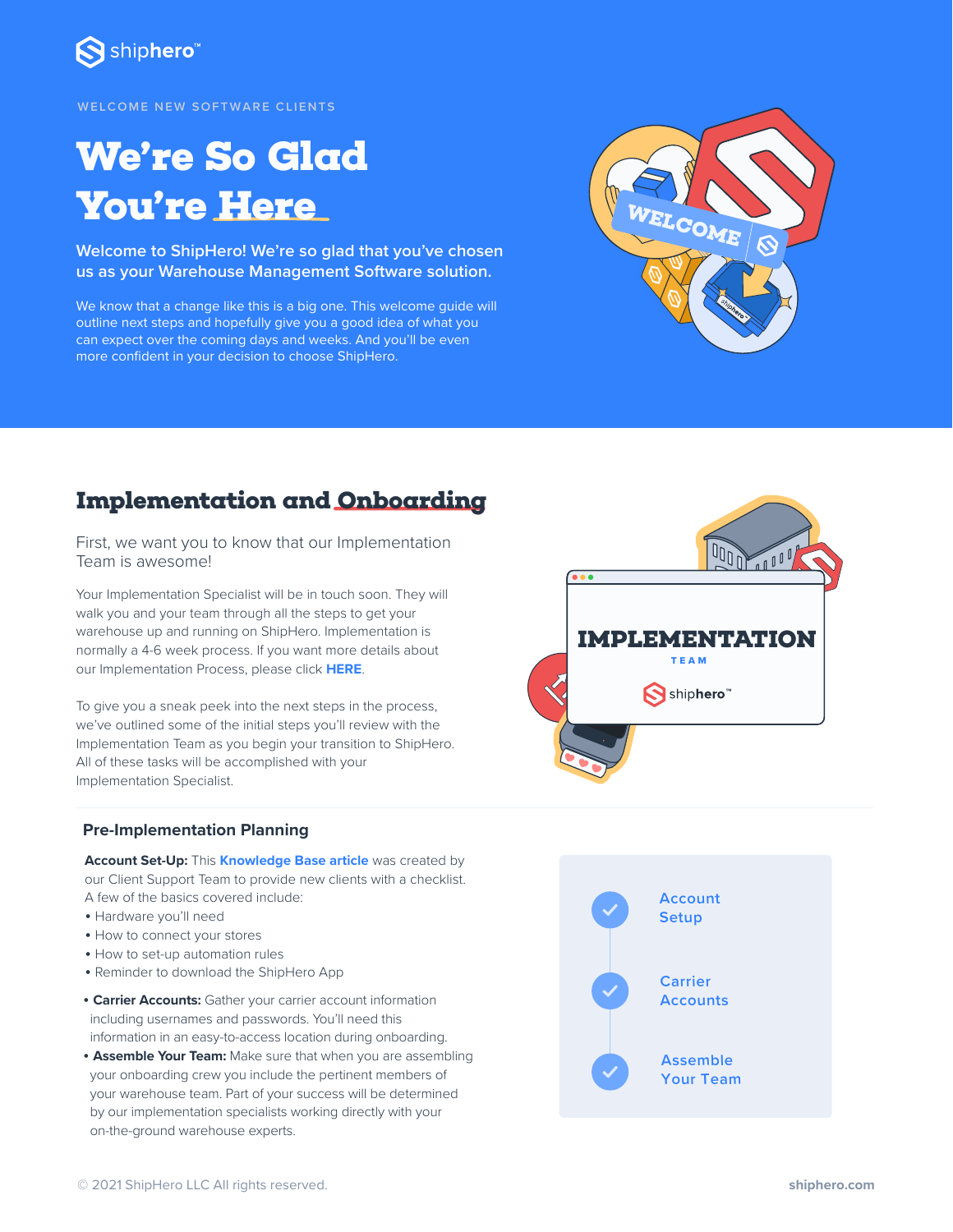shiphero™

WELCOME NEW SOFTWARE CLIENTS

# We're So Glad You're Here

**Welcome to ShipHero! We're so glad that you've chosen us as your Warehouse Management Software solution.**

We know that a change like this is a big one. This welcome guide will outline next steps and hopefully give you a good idea of what you can expect over the coming days and weeks. And you'll be even more confident in your decision to choose ShipHero.

## Implementation and Onboarding

First, we want you to know that our Implementation Team is awesome!

Your Implementation Specialist will be in touch soon. They will walk you and your team through all the steps to get your warehouse up and running on ShipHero. Implementation is normally a 4-6 week process. If you want more details about our Implementation Process, please click **HERE**.

To give you a sneak peek into the next steps in the process, we've outlined some of the initial steps you'll review with the Implementation Team as you begin your transition to ShipHero. All of these tasks will be accomplished with your Implementation Specialist.

### Pre-Implementation Planning

**Account Set-Up:** This **Knowledge Base article** was created by our Client Support Team to provide new clients with a checklist. A few of the basics covered include:

- Hardware you'll need
- How to connect your stores
- How to set-up automation rules
- Reminder to download the ShipHero App

- **Carrier Accounts:** Gather your carrier account information including usernames and passwords. You'll need this information in an easy-to-access location during onboarding.
- **Assemble Your Team:** Make sure that when you are assembling your onboarding crew you include the pertinent members of your warehouse team. Part of your success will be determined by our implementation specialists working directly with your on-the-ground warehouse experts.

- ✓ Account Setup
- ✓ Carrier Accounts
- ✓ Assemble Your Team

© 2021 ShipHero LLC All rights reserved.

shiphero.com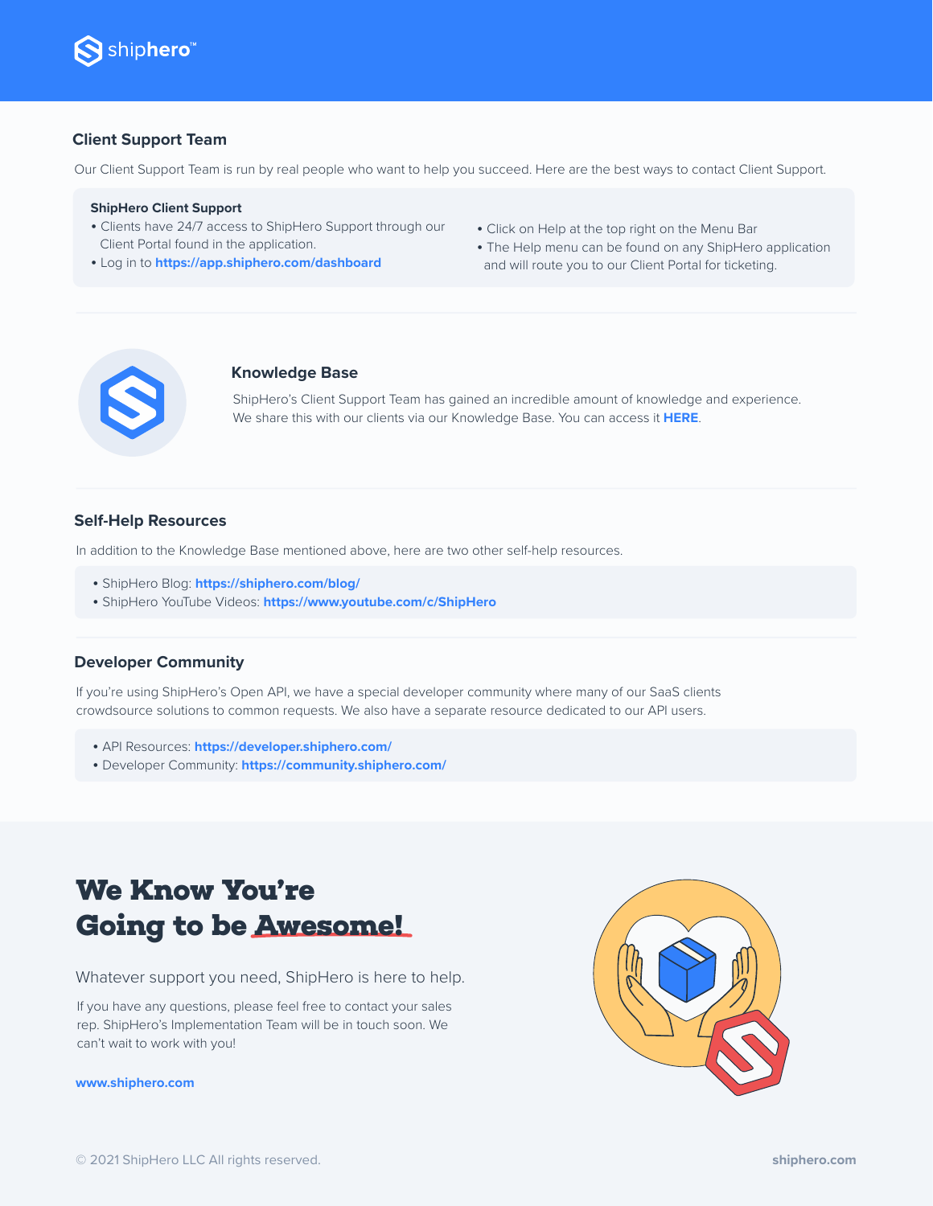## Client Support Team

Our Client Support Team is run by real people who want to help you succeed. Here are the best ways to contact Client Support.

**ShipHero Client Support**

- Clients have 24/7 access to ShipHero Support through our Client Portal found in the application.
- Log in to **https://app.shiphero.com/dashboard**
- Click on Help at the top right on the Menu Bar
- The Help menu can be found on any ShipHero application and will route you to our Client Portal for ticketing.

## Knowledge Base

ShipHero's Client Support Team has gained an incredible amount of knowledge and experience. We share this with our clients via our Knowledge Base. You can access it **HERE**.

## Self-Help Resources

In addition to the Knowledge Base mentioned above, here are two other self-help resources.

- ShipHero Blog: **https://shiphero.com/blog/**
- ShipHero YouTube Videos: **https://www.youtube.com/c/ShipHero**

## Developer Community

If you're using ShipHero's Open API, we have a special developer community where many of our SaaS clients crowdsource solutions to common requests. We also have a separate resource dedicated to our API users.

- API Resources: **https://developer.shiphero.com/**
- Developer Community: **https://community.shiphero.com/**

# We Know You're Going to be Awesome!

Whatever support you need, ShipHero is here to help.

If you have any questions, please feel free to contact your sales rep. ShipHero's Implementation Team will be in touch soon. We can't wait to work with you!

**www.shiphero.com**

© 2021 ShipHero LLC All rights reserved.